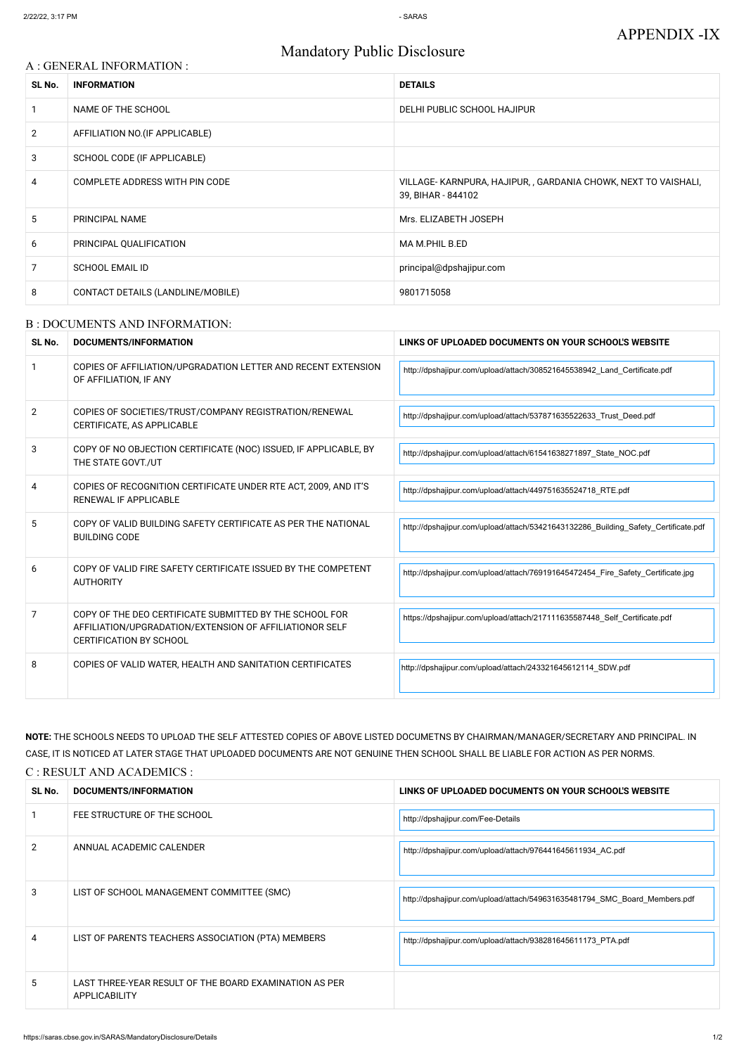# APPENDIX -IX

# Mandatory Public Disclosure

## A : GENERAL INFORMATION :

| SL No. | INFORMATION | DETAILS |
|---|---|---|
| 1 | NAME OF THE SCHOOL | DELHI PUBLIC SCHOOL HAJIPUR |
| 2 | AFFILIATION NO.(IF APPLICABLE) | |
| 3 | SCHOOL CODE (IF APPLICABLE) | |
| 4 | COMPLETE ADDRESS WITH PIN CODE | VILLAGE- KARNPURA, HAJIPUR, , GARDANIA CHOWK, NEXT TO VAISHALI, 39, BIHAR - 844102 |
| 5 | PRINCIPAL NAME | Mrs. ELIZABETH JOSEPH |
| 6 | PRINCIPAL QUALIFICATION | MA M.PHIL B.ED |
| 7 | SCHOOL EMAIL ID | principal@dpshajipur.com |
| 8 | CONTACT DETAILS (LANDLINE/MOBILE) | 9801715058 |

## B : DOCUMENTS AND INFORMATION:

| SL No. | DOCUMENTS/INFORMATION | LINKS OF UPLOADED DOCUMENTS ON YOUR SCHOOL'S WEBSITE |
|---|---|---|
| 1 | COPIES OF AFFILIATION/UPGRADATION LETTER AND RECENT EXTENSION OF AFFILIATION, IF ANY | http://dpshajipur.com/upload/attach/308521645538942_Land_Certificate.pdf |
| 2 | COPIES OF SOCIETIES/TRUST/COMPANY REGISTRATION/RENEWAL CERTIFICATE, AS APPLICABLE | http://dpshajipur.com/upload/attach/537871635522633_Trust_Deed.pdf |
| 3 | COPY OF NO OBJECTION CERTIFICATE (NOC) ISSUED, IF APPLICABLE, BY THE STATE GOVT./UT | http://dpshajipur.com/upload/attach/61541638271897_State_NOC.pdf |
| 4 | COPIES OF RECOGNITION CERTIFICATE UNDER RTE ACT, 2009, AND IT'S RENEWAL IF APPLICABLE | http://dpshajipur.com/upload/attach/449751635524718_RTE.pdf |
| 5 | COPY OF VALID BUILDING SAFETY CERTIFICATE AS PER THE NATIONAL BUILDING CODE | http://dpshajipur.com/upload/attach/53421643132286_Building_Safety_Certificate.pdf |
| 6 | COPY OF VALID FIRE SAFETY CERTIFICATE ISSUED BY THE COMPETENT AUTHORITY | http://dpshajipur.com/upload/attach/769191645472454_Fire_Safety_Certificate.jpg |
| 7 | COPY OF THE DEO CERTIFICATE SUBMITTED BY THE SCHOOL FOR AFFILIATION/UPGRADATION/EXTENSION OF AFFILIATIONOR SELF CERTIFICATION BY SCHOOL | https://dpshajipur.com/upload/attach/217111635587448_Self_Certificate.pdf |
| 8 | COPIES OF VALID WATER, HEALTH AND SANITATION CERTIFICATES | http://dpshajipur.com/upload/attach/243321645612114_SDW.pdf |

**NOTE:** THE SCHOOLS NEEDS TO UPLOAD THE SELF ATTESTED COPIES OF ABOVE LISTED DOCUMETNS BY CHAIRMAN/MANAGER/SECRETARY AND PRINCIPAL. IN CASE, IT IS NOTICED AT LATER STAGE THAT UPLOADED DOCUMENTS ARE NOT GENUINE THEN SCHOOL SHALL BE LIABLE FOR ACTION AS PER NORMS.

## C : RESULT AND ACADEMICS :

| SL No. | DOCUMENTS/INFORMATION | LINKS OF UPLOADED DOCUMENTS ON YOUR SCHOOL'S WEBSITE |
|---|---|---|
| 1 | FEE STRUCTURE OF THE SCHOOL | http://dpshajipur.com/Fee-Details |
| 2 | ANNUAL ACADEMIC CALENDER | http://dpshajipur.com/upload/attach/976441645611934_AC.pdf |
| 3 | LIST OF SCHOOL MANAGEMENT COMMITTEE (SMC) | http://dpshajipur.com/upload/attach/549631635481794_SMC_Board_Members.pdf |
| 4 | LIST OF PARENTS TEACHERS ASSOCIATION (PTA) MEMBERS | http://dpshajipur.com/upload/attach/938281645611173_PTA.pdf |
| 5 | LAST THREE-YEAR RESULT OF THE BOARD EXAMINATION AS PER APPLICABILITY | |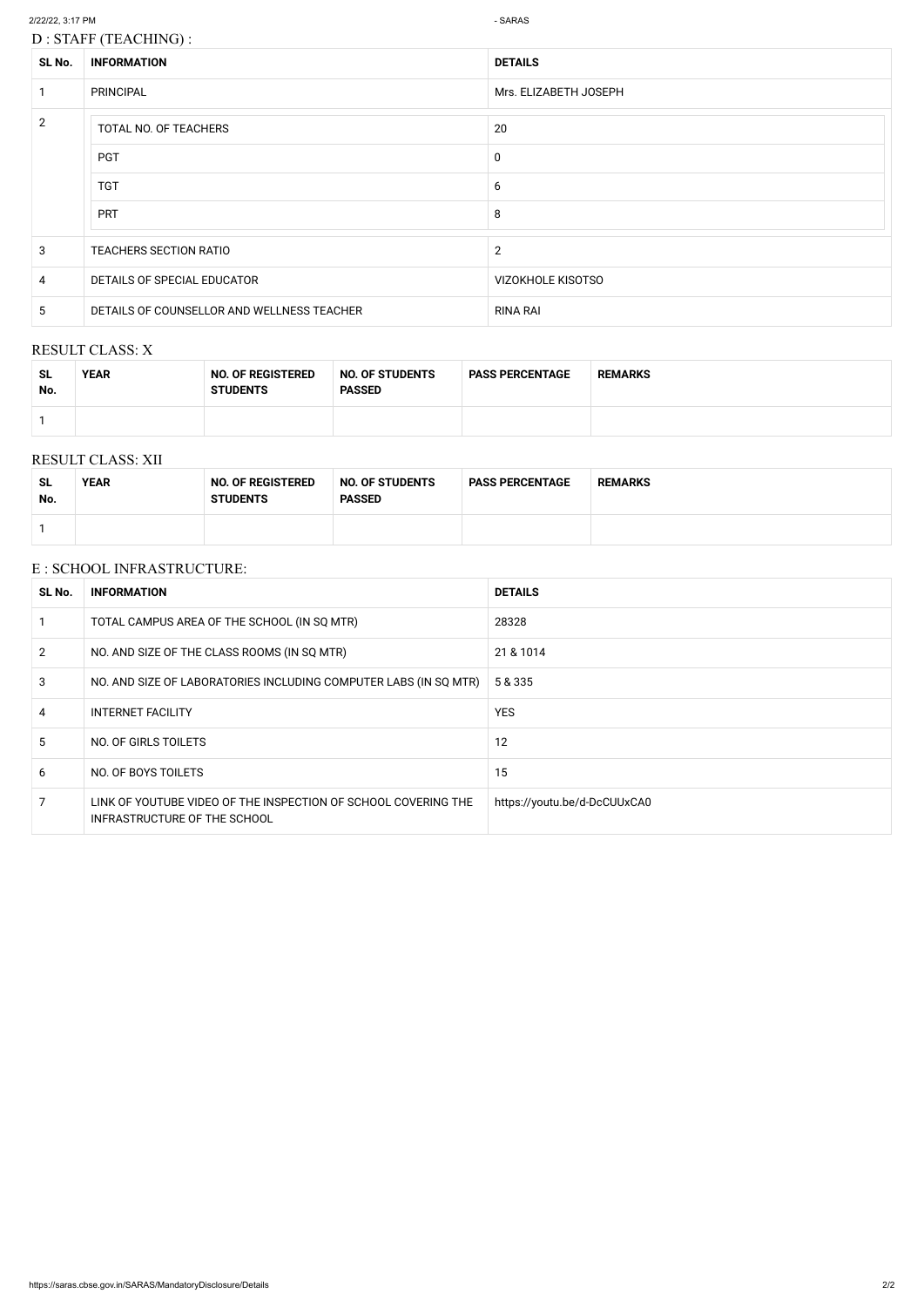## D : STAFF (TEACHING) :

| SL No. | INFORMATION | DETAILS |
|---|---|---|
| 1 | PRINCIPAL | Mrs. ELIZABETH JOSEPH |
| 2 | TOTAL NO. OF TEACHERS | 20 |
| | PGT | 0 |
| | TGT | 6 |
| | PRT | 8 |
| 3 | TEACHERS SECTION RATIO | 2 |
| 4 | DETAILS OF SPECIAL EDUCATOR | VIZOKHOLE KISOTSO |
| 5 | DETAILS OF COUNSELLOR AND WELLNESS TEACHER | RINA RAI |

## RESULT CLASS: X

| SL No. | YEAR | NO. OF REGISTERED STUDENTS | NO. OF STUDENTS PASSED | PASS PERCENTAGE | REMARKS |
|---|---|---|---|---|---|
| 1 | | | | | |

## RESULT CLASS: XII

| SL No. | YEAR | NO. OF REGISTERED STUDENTS | NO. OF STUDENTS PASSED | PASS PERCENTAGE | REMARKS |
|---|---|---|---|---|---|
| 1 | | | | | |

## E : SCHOOL INFRASTRUCTURE:

| SL No. | INFORMATION | DETAILS |
|---|---|---|
| 1 | TOTAL CAMPUS AREA OF THE SCHOOL (IN SQ MTR) | 28328 |
| 2 | NO. AND SIZE OF THE CLASS ROOMS (IN SQ MTR) | 21 & 1014 |
| 3 | NO. AND SIZE OF LABORATORIES INCLUDING COMPUTER LABS (IN SQ MTR) | 5 & 335 |
| 4 | INTERNET FACILITY | YES |
| 5 | NO. OF GIRLS TOILETS | 12 |
| 6 | NO. OF BOYS TOILETS | 15 |
| 7 | LINK OF YOUTUBE VIDEO OF THE INSPECTION OF SCHOOL COVERING THE INFRASTRUCTURE OF THE SCHOOL | https://youtu.be/d-DcCUUxCA0 |